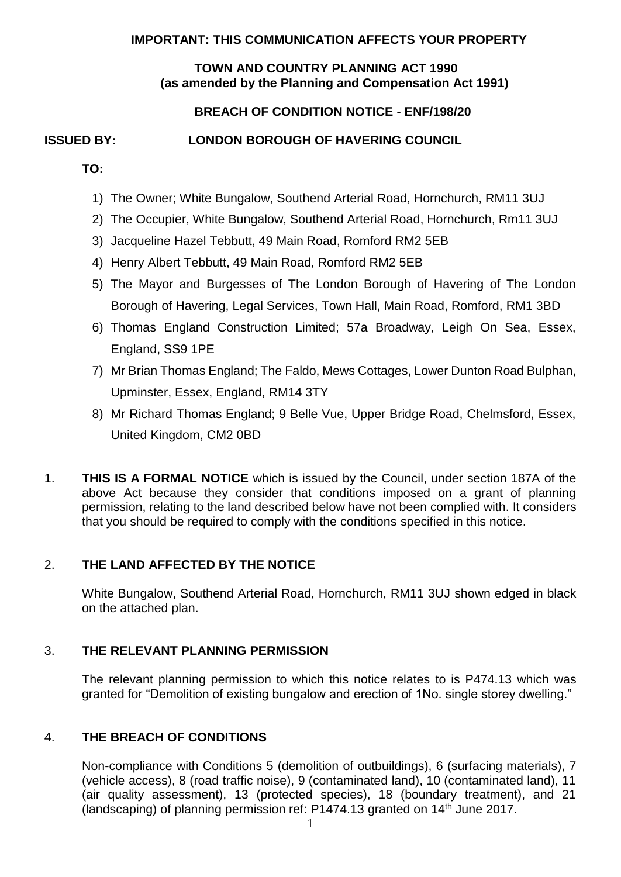**IMPORTANT: THIS COMMUNICATION AFFECTS YOUR PROPERTY**

**TOWN AND COUNTRY PLANNING ACT 1990**
**(as amended by the Planning and Compensation Act 1991)**

**BREACH OF CONDITION NOTICE - ENF/198/20**

**ISSUED BY:** **LONDON BOROUGH OF HAVERING COUNCIL**

**TO:**

1) The Owner; White Bungalow, Southend Arterial Road, Hornchurch, RM11 3UJ
2) The Occupier, White Bungalow, Southend Arterial Road, Hornchurch, Rm11 3UJ
3) Jacqueline Hazel Tebbutt, 49 Main Road, Romford RM2 5EB
4) Henry Albert Tebbutt, 49 Main Road, Romford RM2 5EB
5) The Mayor and Burgesses of The London Borough of Havering of The London Borough of Havering, Legal Services, Town Hall, Main Road, Romford, RM1 3BD
6) Thomas England Construction Limited; 57a Broadway, Leigh On Sea, Essex, England, SS9 1PE
7) Mr Brian Thomas England; The Faldo, Mews Cottages, Lower Dunton Road Bulphan, Upminster, Essex, England, RM14 3TY
8) Mr Richard Thomas England; 9 Belle Vue, Upper Bridge Road, Chelmsford, Essex, United Kingdom, CM2 0BD

1. **THIS IS A FORMAL NOTICE** which is issued by the Council, under section 187A of the above Act because they consider that conditions imposed on a grant of planning permission, relating to the land described below have not been complied with. It considers that you should be required to comply with the conditions specified in this notice.

2. **THE LAND AFFECTED BY THE NOTICE**

   White Bungalow, Southend Arterial Road, Hornchurch, RM11 3UJ shown edged in black on the attached plan.

3. **THE RELEVANT PLANNING PERMISSION**

   The relevant planning permission to which this notice relates to is P474.13 which was granted for "Demolition of existing bungalow and erection of 1No. single storey dwelling."

4. **THE BREACH OF CONDITIONS**

   Non-compliance with Conditions 5 (demolition of outbuildings), 6 (surfacing materials), 7 (vehicle access), 8 (road traffic noise), 9 (contaminated land), 10 (contaminated land), 11 (air quality assessment), 13 (protected species), 18 (boundary treatment), and 21 (landscaping) of planning permission ref: P1474.13 granted on 14th June 2017.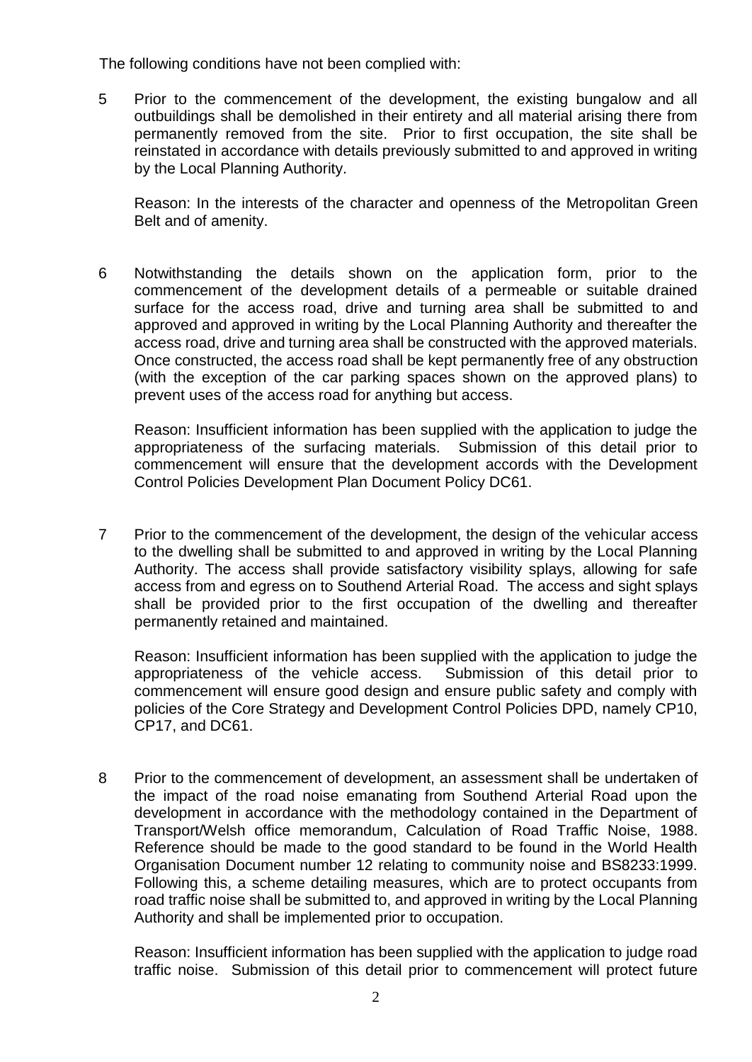The following conditions have not been complied with:

5 Prior to the commencement of the development, the existing bungalow and all outbuildings shall be demolished in their entirety and all material arising there from permanently removed from the site. Prior to first occupation, the site shall be reinstated in accordance with details previously submitted to and approved in writing by the Local Planning Authority.

Reason: In the interests of the character and openness of the Metropolitan Green Belt and of amenity.

6 Notwithstanding the details shown on the application form, prior to the commencement of the development details of a permeable or suitable drained surface for the access road, drive and turning area shall be submitted to and approved and approved in writing by the Local Planning Authority and thereafter the access road, drive and turning area shall be constructed with the approved materials. Once constructed, the access road shall be kept permanently free of any obstruction (with the exception of the car parking spaces shown on the approved plans) to prevent uses of the access road for anything but access.

Reason: Insufficient information has been supplied with the application to judge the appropriateness of the surfacing materials. Submission of this detail prior to commencement will ensure that the development accords with the Development Control Policies Development Plan Document Policy DC61.

7 Prior to the commencement of the development, the design of the vehicular access to the dwelling shall be submitted to and approved in writing by the Local Planning Authority. The access shall provide satisfactory visibility splays, allowing for safe access from and egress on to Southend Arterial Road. The access and sight splays shall be provided prior to the first occupation of the dwelling and thereafter permanently retained and maintained.

Reason: Insufficient information has been supplied with the application to judge the appropriateness of the vehicle access. Submission of this detail prior to commencement will ensure good design and ensure public safety and comply with policies of the Core Strategy and Development Control Policies DPD, namely CP10, CP17, and DC61.

8 Prior to the commencement of development, an assessment shall be undertaken of the impact of the road noise emanating from Southend Arterial Road upon the development in accordance with the methodology contained in the Department of Transport/Welsh office memorandum, Calculation of Road Traffic Noise, 1988. Reference should be made to the good standard to be found in the World Health Organisation Document number 12 relating to community noise and BS8233:1999. Following this, a scheme detailing measures, which are to protect occupants from road traffic noise shall be submitted to, and approved in writing by the Local Planning Authority and shall be implemented prior to occupation.

Reason: Insufficient information has been supplied with the application to judge road traffic noise. Submission of this detail prior to commencement will protect future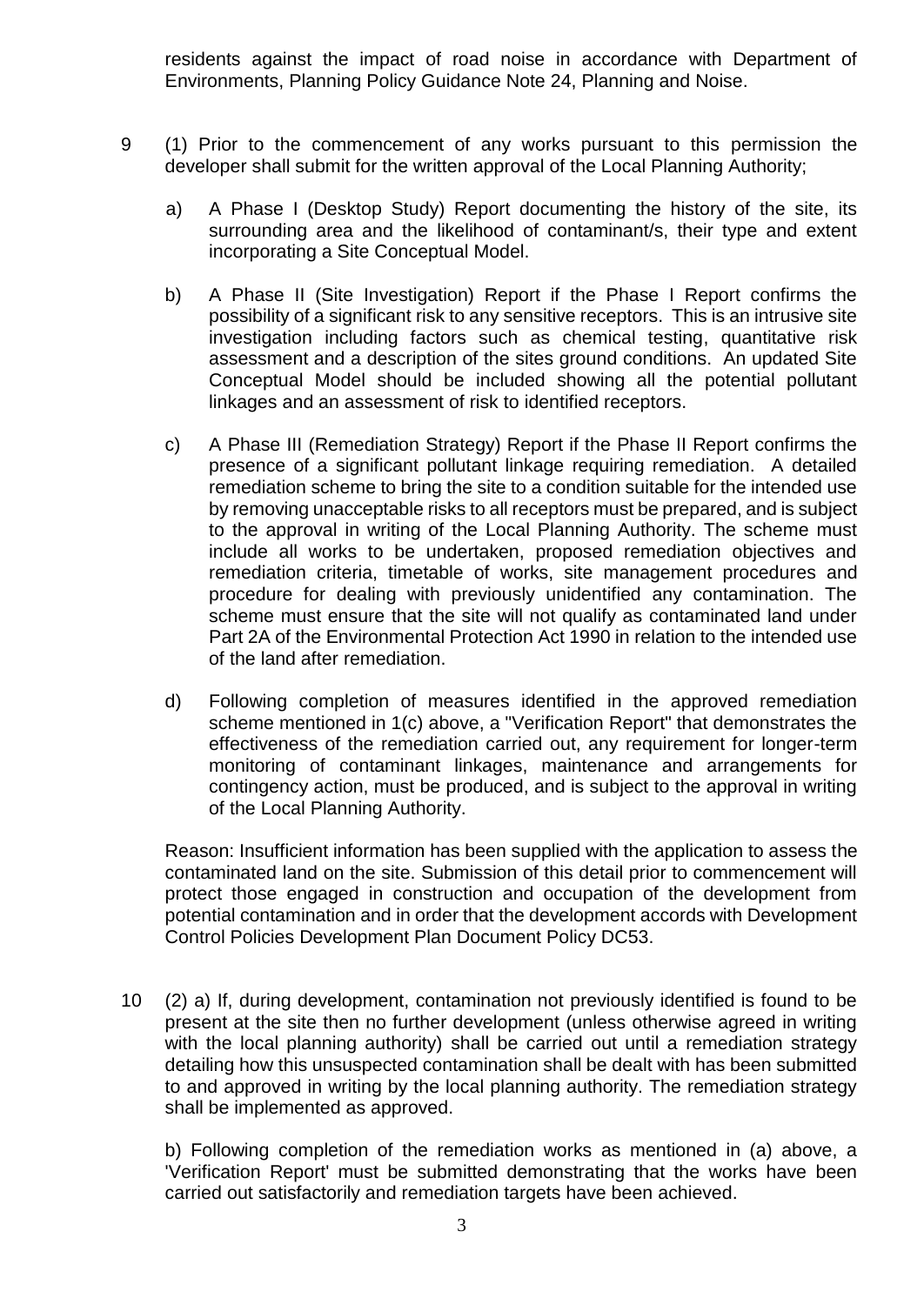residents against the impact of road noise in accordance with Department of Environments, Planning Policy Guidance Note 24, Planning and Noise.

9 (1) Prior to the commencement of any works pursuant to this permission the developer shall submit for the written approval of the Local Planning Authority;

a) A Phase I (Desktop Study) Report documenting the history of the site, its surrounding area and the likelihood of contaminant/s, their type and extent incorporating a Site Conceptual Model.

b) A Phase II (Site Investigation) Report if the Phase I Report confirms the possibility of a significant risk to any sensitive receptors. This is an intrusive site investigation including factors such as chemical testing, quantitative risk assessment and a description of the sites ground conditions. An updated Site Conceptual Model should be included showing all the potential pollutant linkages and an assessment of risk to identified receptors.

c) A Phase III (Remediation Strategy) Report if the Phase II Report confirms the presence of a significant pollutant linkage requiring remediation. A detailed remediation scheme to bring the site to a condition suitable for the intended use by removing unacceptable risks to all receptors must be prepared, and is subject to the approval in writing of the Local Planning Authority. The scheme must include all works to be undertaken, proposed remediation objectives and remediation criteria, timetable of works, site management procedures and procedure for dealing with previously unidentified any contamination. The scheme must ensure that the site will not qualify as contaminated land under Part 2A of the Environmental Protection Act 1990 in relation to the intended use of the land after remediation.

d) Following completion of measures identified in the approved remediation scheme mentioned in 1(c) above, a "Verification Report" that demonstrates the effectiveness of the remediation carried out, any requirement for longer-term monitoring of contaminant linkages, maintenance and arrangements for contingency action, must be produced, and is subject to the approval in writing of the Local Planning Authority.

Reason: Insufficient information has been supplied with the application to assess the contaminated land on the site. Submission of this detail prior to commencement will protect those engaged in construction and occupation of the development from potential contamination and in order that the development accords with Development Control Policies Development Plan Document Policy DC53.

10 (2) a) If, during development, contamination not previously identified is found to be present at the site then no further development (unless otherwise agreed in writing with the local planning authority) shall be carried out until a remediation strategy detailing how this unsuspected contamination shall be dealt with has been submitted to and approved in writing by the local planning authority. The remediation strategy shall be implemented as approved.

b) Following completion of the remediation works as mentioned in (a) above, a 'Verification Report' must be submitted demonstrating that the works have been carried out satisfactorily and remediation targets have been achieved.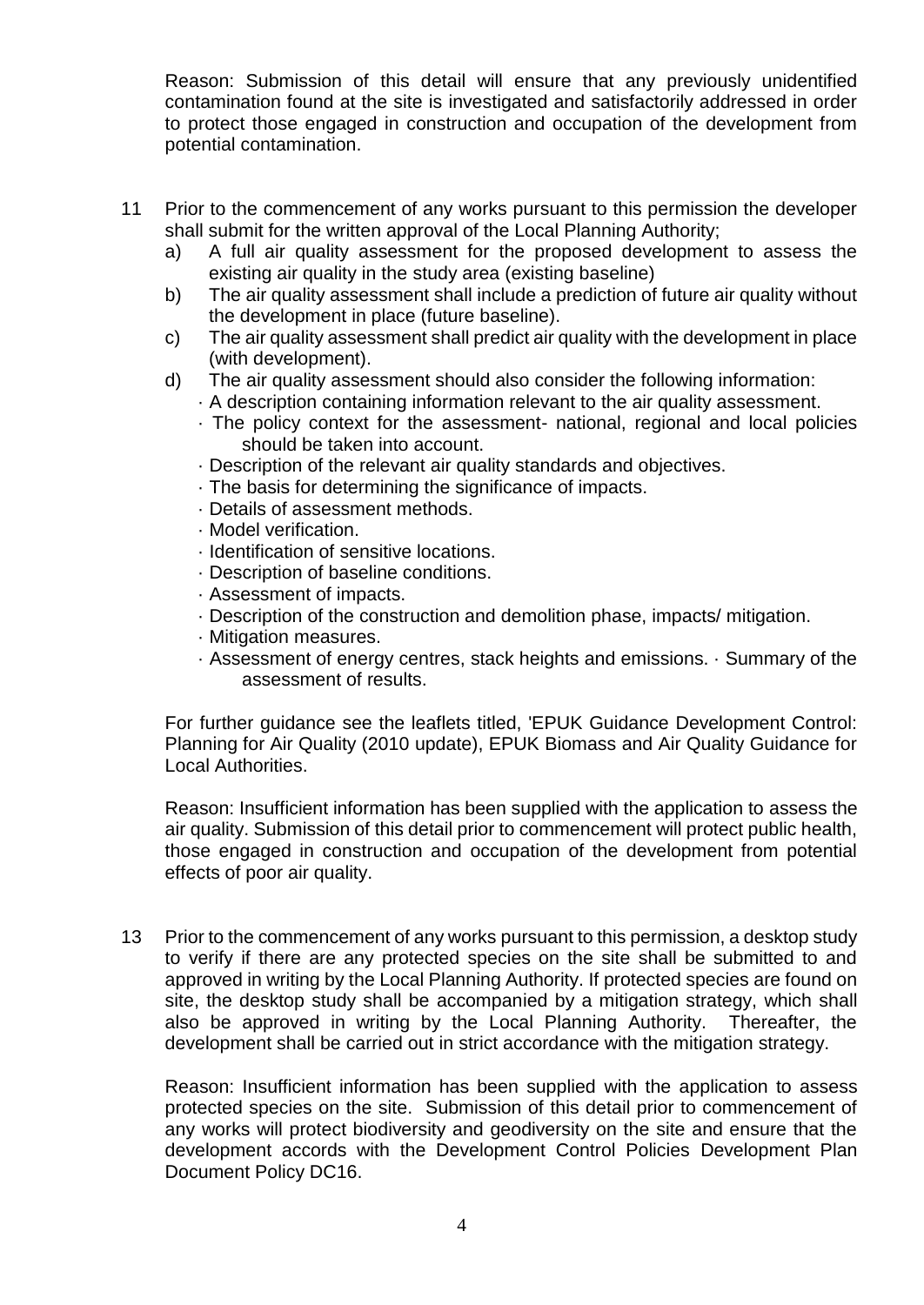Reason: Submission of this detail will ensure that any previously unidentified contamination found at the site is investigated and satisfactorily addressed in order to protect those engaged in construction and occupation of the development from potential contamination.

11 Prior to the commencement of any works pursuant to this permission the developer shall submit for the written approval of the Local Planning Authority;

a) A full air quality assessment for the proposed development to assess the existing air quality in the study area (existing baseline)

b) The air quality assessment shall include a prediction of future air quality without the development in place (future baseline).

c) The air quality assessment shall predict air quality with the development in place (with development).

d) The air quality assessment should also consider the following information:

- · A description containing information relevant to the air quality assessment.
- · The policy context for the assessment- national, regional and local policies should be taken into account.
- · Description of the relevant air quality standards and objectives.
- · The basis for determining the significance of impacts.
- · Details of assessment methods.
- · Model verification.
- · Identification of sensitive locations.
- · Description of baseline conditions.
- · Assessment of impacts.
- · Description of the construction and demolition phase, impacts/ mitigation.
- · Mitigation measures.
- · Assessment of energy centres, stack heights and emissions. · Summary of the assessment of results.

For further guidance see the leaflets titled, 'EPUK Guidance Development Control: Planning for Air Quality (2010 update), EPUK Biomass and Air Quality Guidance for Local Authorities.

Reason: Insufficient information has been supplied with the application to assess the air quality. Submission of this detail prior to commencement will protect public health, those engaged in construction and occupation of the development from potential effects of poor air quality.

13 Prior to the commencement of any works pursuant to this permission, a desktop study to verify if there are any protected species on the site shall be submitted to and approved in writing by the Local Planning Authority. If protected species are found on site, the desktop study shall be accompanied by a mitigation strategy, which shall also be approved in writing by the Local Planning Authority. Thereafter, the development shall be carried out in strict accordance with the mitigation strategy.

Reason: Insufficient information has been supplied with the application to assess protected species on the site. Submission of this detail prior to commencement of any works will protect biodiversity and geodiversity on the site and ensure that the development accords with the Development Control Policies Development Plan Document Policy DC16.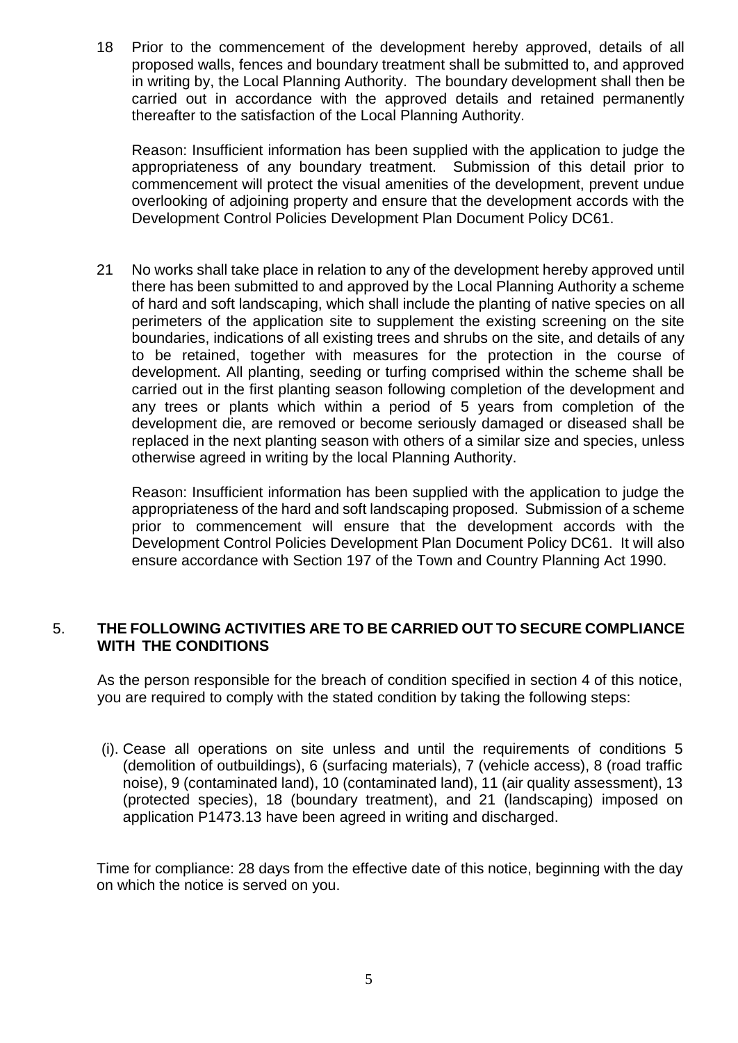18 Prior to the commencement of the development hereby approved, details of all proposed walls, fences and boundary treatment shall be submitted to, and approved in writing by, the Local Planning Authority. The boundary development shall then be carried out in accordance with the approved details and retained permanently thereafter to the satisfaction of the Local Planning Authority.

Reason: Insufficient information has been supplied with the application to judge the appropriateness of any boundary treatment. Submission of this detail prior to commencement will protect the visual amenities of the development, prevent undue overlooking of adjoining property and ensure that the development accords with the Development Control Policies Development Plan Document Policy DC61.

21 No works shall take place in relation to any of the development hereby approved until there has been submitted to and approved by the Local Planning Authority a scheme of hard and soft landscaping, which shall include the planting of native species on all perimeters of the application site to supplement the existing screening on the site boundaries, indications of all existing trees and shrubs on the site, and details of any to be retained, together with measures for the protection in the course of development. All planting, seeding or turfing comprised within the scheme shall be carried out in the first planting season following completion of the development and any trees or plants which within a period of 5 years from completion of the development die, are removed or become seriously damaged or diseased shall be replaced in the next planting season with others of a similar size and species, unless otherwise agreed in writing by the local Planning Authority.

Reason: Insufficient information has been supplied with the application to judge the appropriateness of the hard and soft landscaping proposed. Submission of a scheme prior to commencement will ensure that the development accords with the Development Control Policies Development Plan Document Policy DC61. It will also ensure accordance with Section 197 of the Town and Country Planning Act 1990.

## 5. THE FOLLOWING ACTIVITIES ARE TO BE CARRIED OUT TO SECURE COMPLIANCE WITH THE CONDITIONS

As the person responsible for the breach of condition specified in section 4 of this notice, you are required to comply with the stated condition by taking the following steps:

(i). Cease all operations on site unless and until the requirements of conditions 5 (demolition of outbuildings), 6 (surfacing materials), 7 (vehicle access), 8 (road traffic noise), 9 (contaminated land), 10 (contaminated land), 11 (air quality assessment), 13 (protected species), 18 (boundary treatment), and 21 (landscaping) imposed on application P1473.13 have been agreed in writing and discharged.

Time for compliance: 28 days from the effective date of this notice, beginning with the day on which the notice is served on you.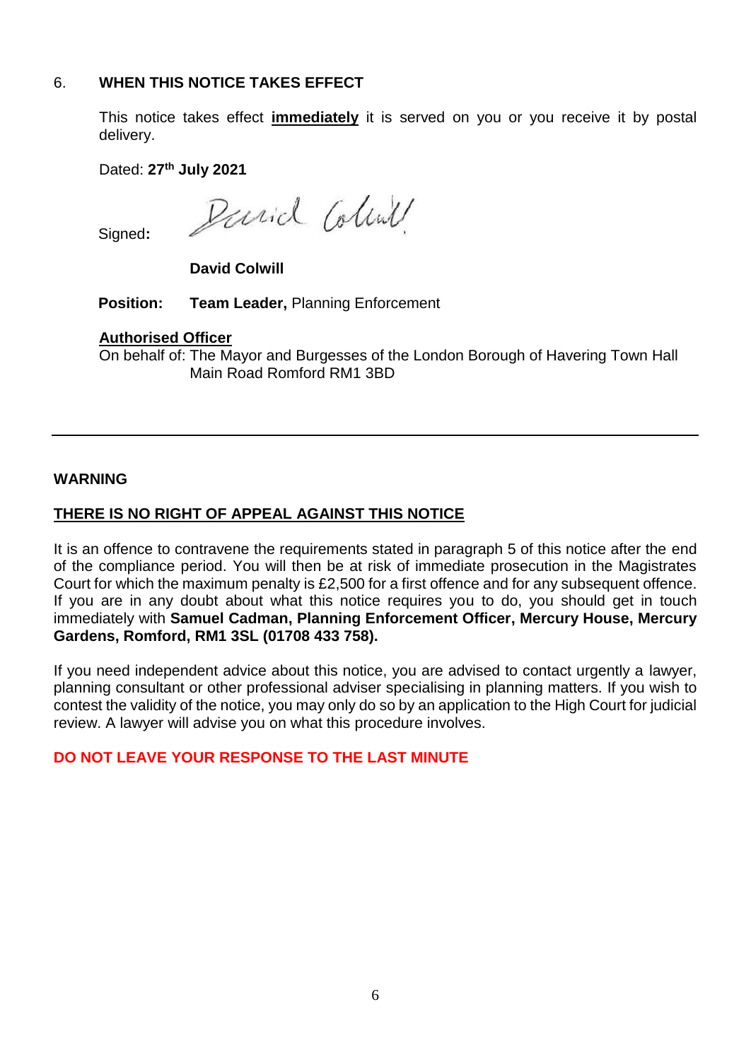## 6. WHEN THIS NOTICE TAKES EFFECT

This notice takes effect **immediately** it is served on you or you receive it by postal delivery.

Dated: **27th July 2021**

Signed: David Colwill

**David Colwill**

**Position:** **Team Leader,** Planning Enforcement

**Authorised Officer**
On behalf of: The Mayor and Burgesses of the London Borough of Havering Town Hall Main Road Romford RM1 3BD

---

**WARNING**

**THERE IS NO RIGHT OF APPEAL AGAINST THIS NOTICE**

It is an offence to contravene the requirements stated in paragraph 5 of this notice after the end of the compliance period. You will then be at risk of immediate prosecution in the Magistrates Court for which the maximum penalty is £2,500 for a first offence and for any subsequent offence. If you are in any doubt about what this notice requires you to do, you should get in touch immediately with **Samuel Cadman, Planning Enforcement Officer, Mercury House, Mercury Gardens, Romford, RM1 3SL (01708 433 758).**

If you need independent advice about this notice, you are advised to contact urgently a lawyer, planning consultant or other professional adviser specialising in planning matters. If you wish to contest the validity of the notice, you may only do so by an application to the High Court for judicial review. A lawyer will advise you on what this procedure involves.

**DO NOT LEAVE YOUR RESPONSE TO THE LAST MINUTE**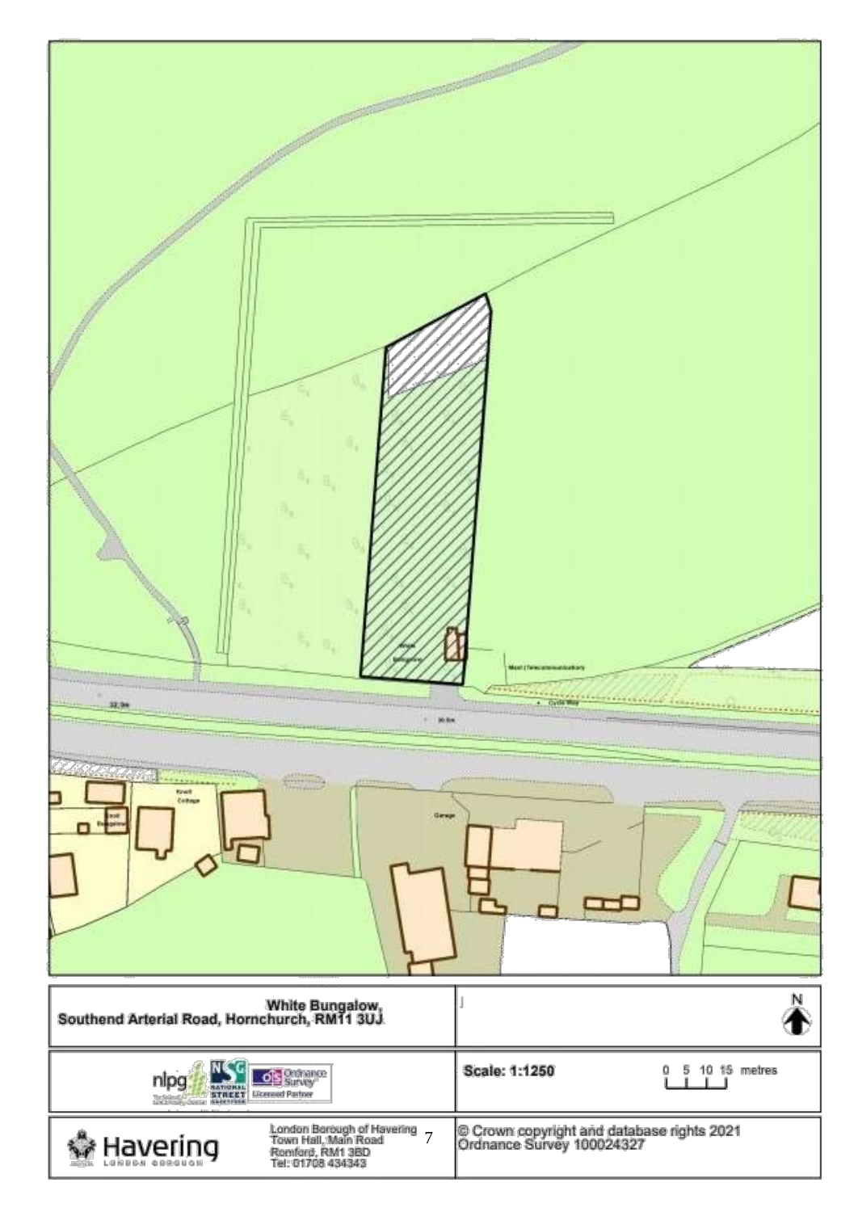**White Bungalow, Southend Arterial Road, Hornchurch, RM11 3UJ**

**Scale: 1:1250**

0 5 10 15 metres

London Borough of Havering
Town Hall, Main Road
Romford, RM1 3BD
Tel: 01708 434343

© Crown copyright and database rights 2021 Ordnance Survey 100024327